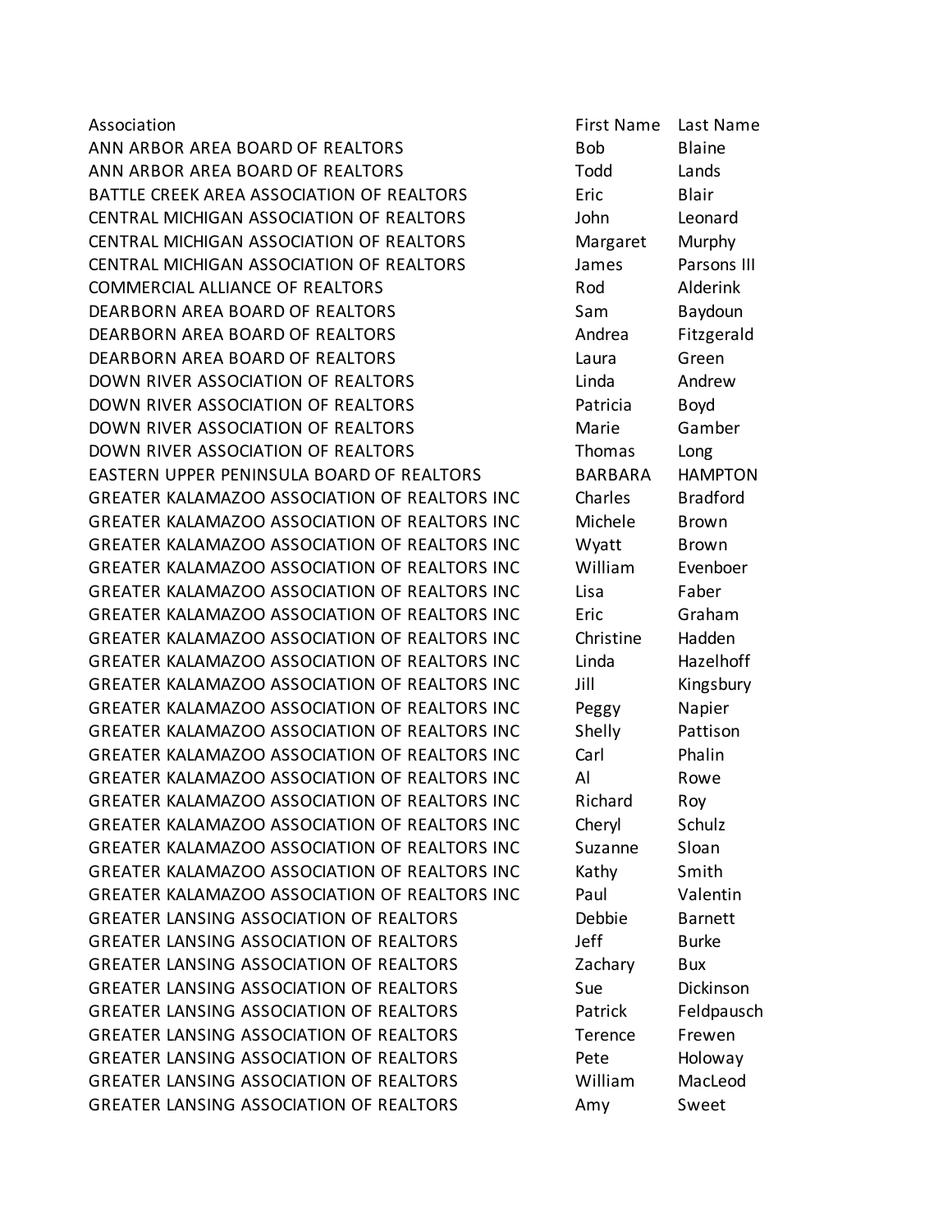| Association | First Name | Last Name |
| --- | --- | --- |
| ANN ARBOR AREA BOARD OF REALTORS | Bob | Blaine |
| ANN ARBOR AREA BOARD OF REALTORS | Todd | Lands |
| BATTLE CREEK AREA ASSOCIATION OF REALTORS | Eric | Blair |
| CENTRAL MICHIGAN ASSOCIATION OF REALTORS | John | Leonard |
| CENTRAL MICHIGAN ASSOCIATION OF REALTORS | Margaret | Murphy |
| CENTRAL MICHIGAN ASSOCIATION OF REALTORS | James | Parsons III |
| COMMERCIAL ALLIANCE OF REALTORS | Rod | Alderink |
| DEARBORN AREA BOARD OF REALTORS | Sam | Baydoun |
| DEARBORN AREA BOARD OF REALTORS | Andrea | Fitzgerald |
| DEARBORN AREA BOARD OF REALTORS | Laura | Green |
| DOWN RIVER ASSOCIATION OF REALTORS | Linda | Andrew |
| DOWN RIVER ASSOCIATION OF REALTORS | Patricia | Boyd |
| DOWN RIVER ASSOCIATION OF REALTORS | Marie | Gamber |
| DOWN RIVER ASSOCIATION OF REALTORS | Thomas | Long |
| EASTERN UPPER PENINSULA BOARD OF REALTORS | BARBARA | HAMPTON |
| GREATER KALAMAZOO ASSOCIATION OF REALTORS INC | Charles | Bradford |
| GREATER KALAMAZOO ASSOCIATION OF REALTORS INC | Michele | Brown |
| GREATER KALAMAZOO ASSOCIATION OF REALTORS INC | Wyatt | Brown |
| GREATER KALAMAZOO ASSOCIATION OF REALTORS INC | William | Evenboer |
| GREATER KALAMAZOO ASSOCIATION OF REALTORS INC | Lisa | Faber |
| GREATER KALAMAZOO ASSOCIATION OF REALTORS INC | Eric | Graham |
| GREATER KALAMAZOO ASSOCIATION OF REALTORS INC | Christine | Hadden |
| GREATER KALAMAZOO ASSOCIATION OF REALTORS INC | Linda | Hazelhoff |
| GREATER KALAMAZOO ASSOCIATION OF REALTORS INC | Jill | Kingsbury |
| GREATER KALAMAZOO ASSOCIATION OF REALTORS INC | Peggy | Napier |
| GREATER KALAMAZOO ASSOCIATION OF REALTORS INC | Shelly | Pattison |
| GREATER KALAMAZOO ASSOCIATION OF REALTORS INC | Carl | Phalin |
| GREATER KALAMAZOO ASSOCIATION OF REALTORS INC | Al | Rowe |
| GREATER KALAMAZOO ASSOCIATION OF REALTORS INC | Richard | Roy |
| GREATER KALAMAZOO ASSOCIATION OF REALTORS INC | Cheryl | Schulz |
| GREATER KALAMAZOO ASSOCIATION OF REALTORS INC | Suzanne | Sloan |
| GREATER KALAMAZOO ASSOCIATION OF REALTORS INC | Kathy | Smith |
| GREATER KALAMAZOO ASSOCIATION OF REALTORS INC | Paul | Valentin |
| GREATER LANSING ASSOCIATION OF REALTORS | Debbie | Barnett |
| GREATER LANSING ASSOCIATION OF REALTORS | Jeff | Burke |
| GREATER LANSING ASSOCIATION OF REALTORS | Zachary | Bux |
| GREATER LANSING ASSOCIATION OF REALTORS | Sue | Dickinson |
| GREATER LANSING ASSOCIATION OF REALTORS | Patrick | Feldpausch |
| GREATER LANSING ASSOCIATION OF REALTORS | Terence | Frewen |
| GREATER LANSING ASSOCIATION OF REALTORS | Pete | Holoway |
| GREATER LANSING ASSOCIATION OF REALTORS | William | MacLeod |
| GREATER LANSING ASSOCIATION OF REALTORS | Amy | Sweet |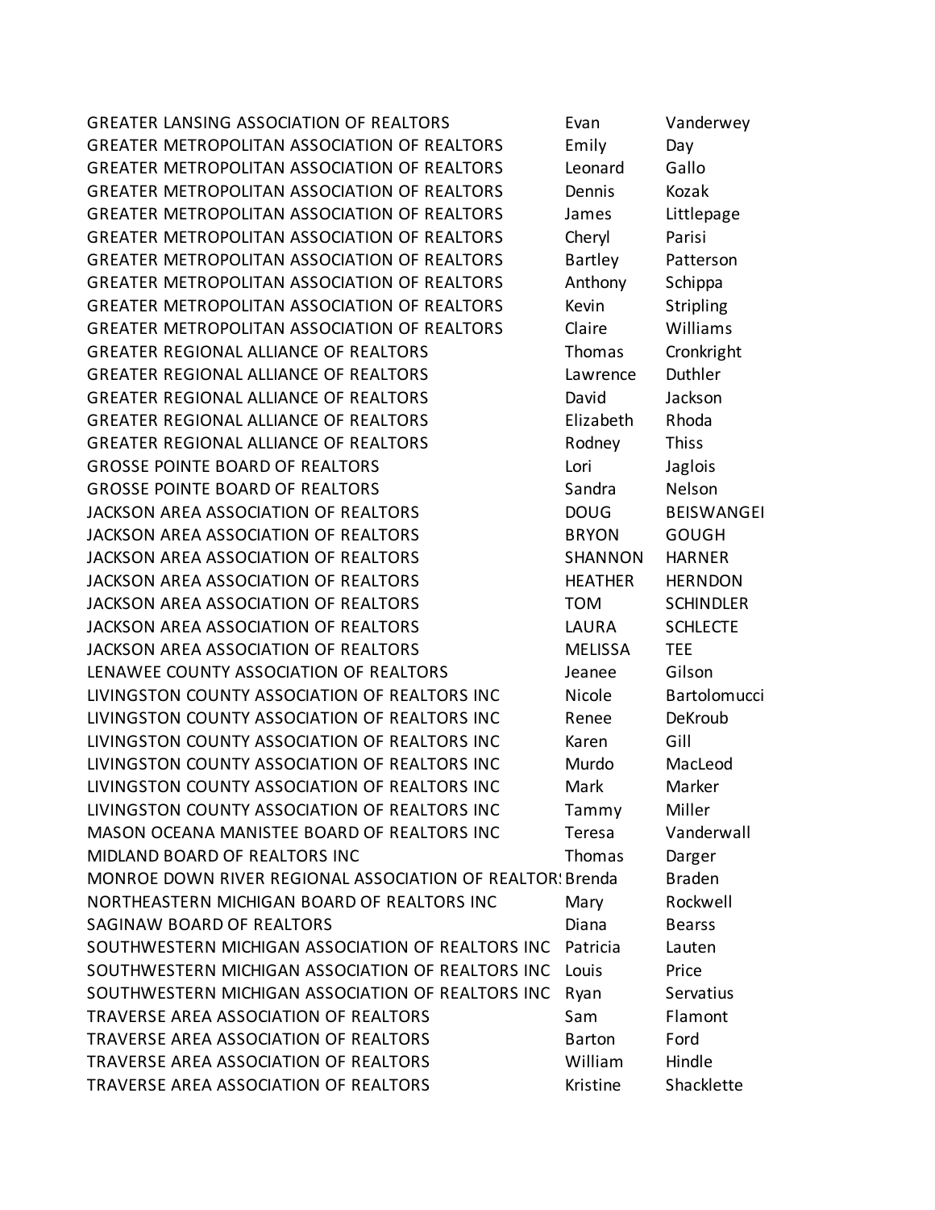| | | |
|---|---|---|
| GREATER LANSING ASSOCIATION OF REALTORS | Evan | Vanderwey |
| GREATER METROPOLITAN ASSOCIATION OF REALTORS | Emily | Day |
| GREATER METROPOLITAN ASSOCIATION OF REALTORS | Leonard | Gallo |
| GREATER METROPOLITAN ASSOCIATION OF REALTORS | Dennis | Kozak |
| GREATER METROPOLITAN ASSOCIATION OF REALTORS | James | Littlepage |
| GREATER METROPOLITAN ASSOCIATION OF REALTORS | Cheryl | Parisi |
| GREATER METROPOLITAN ASSOCIATION OF REALTORS | Bartley | Patterson |
| GREATER METROPOLITAN ASSOCIATION OF REALTORS | Anthony | Schippa |
| GREATER METROPOLITAN ASSOCIATION OF REALTORS | Kevin | Stripling |
| GREATER METROPOLITAN ASSOCIATION OF REALTORS | Claire | Williams |
| GREATER REGIONAL ALLIANCE OF REALTORS | Thomas | Cronkright |
| GREATER REGIONAL ALLIANCE OF REALTORS | Lawrence | Duthler |
| GREATER REGIONAL ALLIANCE OF REALTORS | David | Jackson |
| GREATER REGIONAL ALLIANCE OF REALTORS | Elizabeth | Rhoda |
| GREATER REGIONAL ALLIANCE OF REALTORS | Rodney | Thiss |
| GROSSE POINTE BOARD OF REALTORS | Lori | Jaglois |
| GROSSE POINTE BOARD OF REALTORS | Sandra | Nelson |
| JACKSON AREA ASSOCIATION OF REALTORS | DOUG | BEISWANGEI |
| JACKSON AREA ASSOCIATION OF REALTORS | BRYON | GOUGH |
| JACKSON AREA ASSOCIATION OF REALTORS | SHANNON | HARNER |
| JACKSON AREA ASSOCIATION OF REALTORS | HEATHER | HERNDON |
| JACKSON AREA ASSOCIATION OF REALTORS | TOM | SCHINDLER |
| JACKSON AREA ASSOCIATION OF REALTORS | LAURA | SCHLECTE |
| JACKSON AREA ASSOCIATION OF REALTORS | MELISSA | TEE |
| LENAWEE COUNTY ASSOCIATION OF REALTORS | Jeanee | Gilson |
| LIVINGSTON COUNTY ASSOCIATION OF REALTORS INC | Nicole | Bartolomucci |
| LIVINGSTON COUNTY ASSOCIATION OF REALTORS INC | Renee | DeKroub |
| LIVINGSTON COUNTY ASSOCIATION OF REALTORS INC | Karen | Gill |
| LIVINGSTON COUNTY ASSOCIATION OF REALTORS INC | Murdo | MacLeod |
| LIVINGSTON COUNTY ASSOCIATION OF REALTORS INC | Mark | Marker |
| LIVINGSTON COUNTY ASSOCIATION OF REALTORS INC | Tammy | Miller |
| MASON OCEANA MANISTEE BOARD OF REALTORS INC | Teresa | Vanderwall |
| MIDLAND BOARD OF REALTORS INC | Thomas | Darger |
| MONROE DOWN RIVER REGIONAL ASSOCIATION OF REALTOR! | Brenda | Braden |
| NORTHEASTERN MICHIGAN BOARD OF REALTORS INC | Mary | Rockwell |
| SAGINAW BOARD OF REALTORS | Diana | Bearss |
| SOUTHWESTERN MICHIGAN ASSOCIATION OF REALTORS INC | Patricia | Lauten |
| SOUTHWESTERN MICHIGAN ASSOCIATION OF REALTORS INC | Louis | Price |
| SOUTHWESTERN MICHIGAN ASSOCIATION OF REALTORS INC | Ryan | Servatius |
| TRAVERSE AREA ASSOCIATION OF REALTORS | Sam | Flamont |
| TRAVERSE AREA ASSOCIATION OF REALTORS | Barton | Ford |
| TRAVERSE AREA ASSOCIATION OF REALTORS | William | Hindle |
| TRAVERSE AREA ASSOCIATION OF REALTORS | Kristine | Shacklette |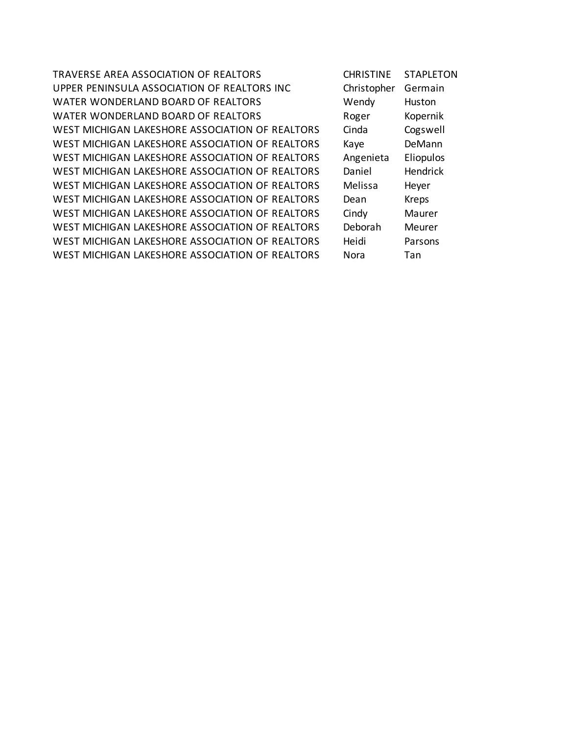| | | |
|---|---|---|
| TRAVERSE AREA ASSOCIATION OF REALTORS | CHRISTINE | STAPLETON |
| UPPER PENINSULA ASSOCIATION OF REALTORS INC | Christopher | Germain |
| WATER WONDERLAND BOARD OF REALTORS | Wendy | Huston |
| WATER WONDERLAND BOARD OF REALTORS | Roger | Kopernik |
| WEST MICHIGAN LAKESHORE ASSOCIATION OF REALTORS | Cinda | Cogswell |
| WEST MICHIGAN LAKESHORE ASSOCIATION OF REALTORS | Kaye | DeMann |
| WEST MICHIGAN LAKESHORE ASSOCIATION OF REALTORS | Angenieta | Eliopulos |
| WEST MICHIGAN LAKESHORE ASSOCIATION OF REALTORS | Daniel | Hendrick |
| WEST MICHIGAN LAKESHORE ASSOCIATION OF REALTORS | Melissa | Heyer |
| WEST MICHIGAN LAKESHORE ASSOCIATION OF REALTORS | Dean | Kreps |
| WEST MICHIGAN LAKESHORE ASSOCIATION OF REALTORS | Cindy | Maurer |
| WEST MICHIGAN LAKESHORE ASSOCIATION OF REALTORS | Deborah | Meurer |
| WEST MICHIGAN LAKESHORE ASSOCIATION OF REALTORS | Heidi | Parsons |
| WEST MICHIGAN LAKESHORE ASSOCIATION OF REALTORS | Nora | Tan |